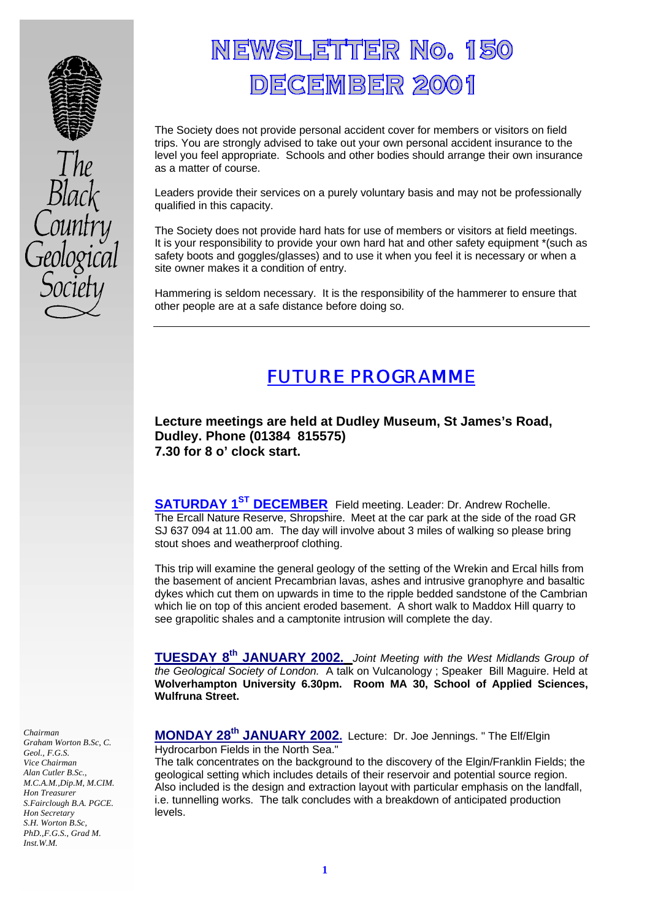# NEWSLETTER No. 150
# DECEMBER 2001

The Black Country Geological Society

The Society does not provide personal accident cover for members or visitors on field trips. You are strongly advised to take out your own personal accident insurance to the level you feel appropriate. Schools and other bodies should arrange their own insurance as a matter of course.

Leaders provide their services on a purely voluntary basis and may not be professionally qualified in this capacity.

The Society does not provide hard hats for use of members or visitors at field meetings. It is your responsibility to provide your own hard hat and other safety equipment *(such as safety boots and goggles/glasses) and to use it when you feel it is necessary or when a site owner makes it a condition of entry.

Hammering is seldom necessary. It is the responsibility of the hammerer to ensure that other people are at a safe distance before doing so.

---

## FUTURE PROGRAMME

**Lecture meetings are held at Dudley Museum, St James's Road, Dudley. Phone (01384 815575)**
**7.30 for 8 o' clock start.**

**SATURDAY 1ST DECEMBER** Field meeting. Leader: Dr. Andrew Rochelle. The Ercall Nature Reserve, Shropshire. Meet at the car park at the side of the road GR SJ 637 094 at 11.00 am. The day will involve about 3 miles of walking so please bring stout shoes and weatherproof clothing.

This trip will examine the general geology of the setting of the Wrekin and Ercal hills from the basement of ancient Precambrian lavas, ashes and intrusive granophyre and basaltic dykes which cut them on upwards in time to the ripple bedded sandstone of the Cambrian which lie on top of this ancient eroded basement. A short walk to Maddox Hill quarry to see grapolitic shales and a camptonite intrusion will complete the day.

**TUESDAY 8th JANUARY 2002.** *Joint Meeting with the West Midlands Group of the Geological Society of London.* A talk on Vulcanology ; Speaker Bill Maguire. Held at **Wolverhampton University 6.30pm. Room MA 30, School of Applied Sciences, Wulfruna Street.**

**MONDAY 28th JANUARY 2002.** Lecture: Dr. Joe Jennings. " The Elf/Elgin Hydrocarbon Fields in the North Sea."
The talk concentrates on the background to the discovery of the Elgin/Franklin Fields; the geological setting which includes details of their reservoir and potential source region. Also included is the design and extraction layout with particular emphasis on the landfall, i.e. tunnelling works. The talk concludes with a breakdown of anticipated production levels.

*Chairman*
*Graham Worton B.Sc, C. Geol., F.G.S.*
*Vice Chairman*
*Alan Cutler B.Sc., M.C.A.M.,Dip.M, M.CIM.*
*Hon Treasurer*
*S.Fairclough B.A. PGCE.*
*Hon Secretary*
*S.H. Worton B.Sc, PhD.,F.G.S., Grad M. Inst.W.M.*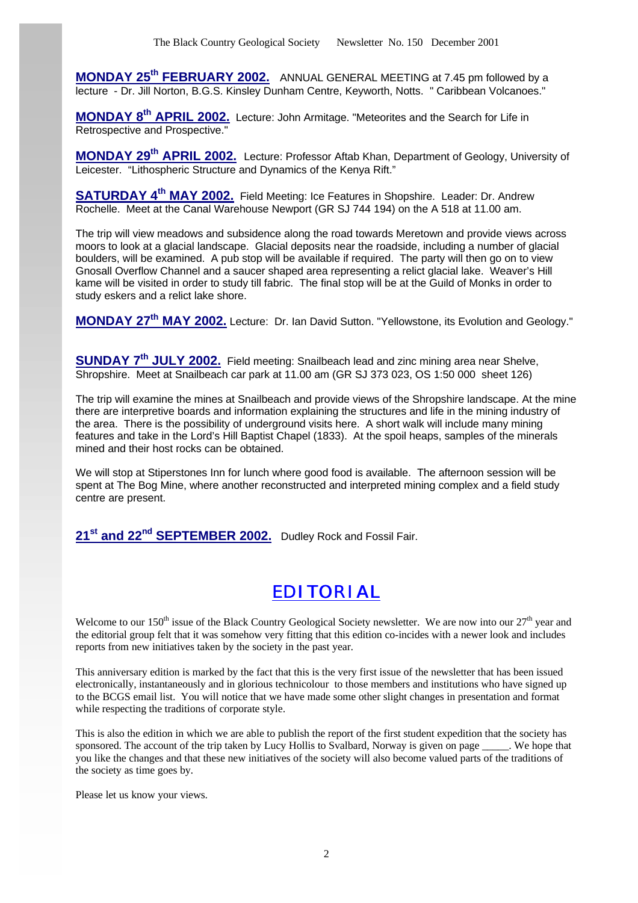**MONDAY 25th FEBRUARY 2002.** ANNUAL GENERAL MEETING at 7.45 pm followed by a lecture - Dr. Jill Norton, B.G.S. Kinsley Dunham Centre, Keyworth, Notts. " Caribbean Volcanoes."

**MONDAY 8th APRIL 2002.** Lecture: John Armitage. "Meteorites and the Search for Life in Retrospective and Prospective."

**MONDAY 29th APRIL 2002.** Lecture: Professor Aftab Khan, Department of Geology, University of Leicester. "Lithospheric Structure and Dynamics of the Kenya Rift."

**SATURDAY 4th MAY 2002.** Field Meeting: Ice Features in Shopshire. Leader: Dr. Andrew Rochelle. Meet at the Canal Warehouse Newport (GR SJ 744 194) on the A 518 at 11.00 am.

The trip will view meadows and subsidence along the road towards Meretown and provide views across moors to look at a glacial landscape. Glacial deposits near the roadside, including a number of glacial boulders, will be examined. A pub stop will be available if required. The party will then go on to view Gnosall Overflow Channel and a saucer shaped area representing a relict glacial lake. Weaver's Hill kame will be visited in order to study till fabric. The final stop will be at the Guild of Monks in order to study eskers and a relict lake shore.

**MONDAY 27th MAY 2002.** Lecture: Dr. Ian David Sutton. "Yellowstone, its Evolution and Geology."

**SUNDAY 7th JULY 2002.** Field meeting: Snailbeach lead and zinc mining area near Shelve, Shropshire. Meet at Snailbeach car park at 11.00 am (GR SJ 373 023, OS 1:50 000 sheet 126)

The trip will examine the mines at Snailbeach and provide views of the Shropshire landscape. At the mine there are interpretive boards and information explaining the structures and life in the mining industry of the area. There is the possibility of underground visits here. A short walk will include many mining features and take in the Lord's Hill Baptist Chapel (1833). At the spoil heaps, samples of the minerals mined and their host rocks can be obtained.

We will stop at Stiperstones Inn for lunch where good food is available. The afternoon session will be spent at The Bog Mine, where another reconstructed and interpreted mining complex and a field study centre are present.

**21st and 22nd SEPTEMBER 2002.** Dudley Rock and Fossil Fair.

# EDITORIAL

Welcome to our 150th issue of the Black Country Geological Society newsletter. We are now into our 27th year and the editorial group felt that it was somehow very fitting that this edition co-incides with a newer look and includes reports from new initiatives taken by the society in the past year.

This anniversary edition is marked by the fact that this is the very first issue of the newsletter that has been issued electronically, instantaneously and in glorious technicolour to those members and institutions who have signed up to the BCGS email list. You will notice that we have made some other slight changes in presentation and format while respecting the traditions of corporate style.

This is also the edition in which we are able to publish the report of the first student expedition that the society has sponsored. The account of the trip taken by Lucy Hollis to Svalbard, Norway is given on page _____. We hope that you like the changes and that these new initiatives of the society will also become valued parts of the traditions of the society as time goes by.

Please let us know your views.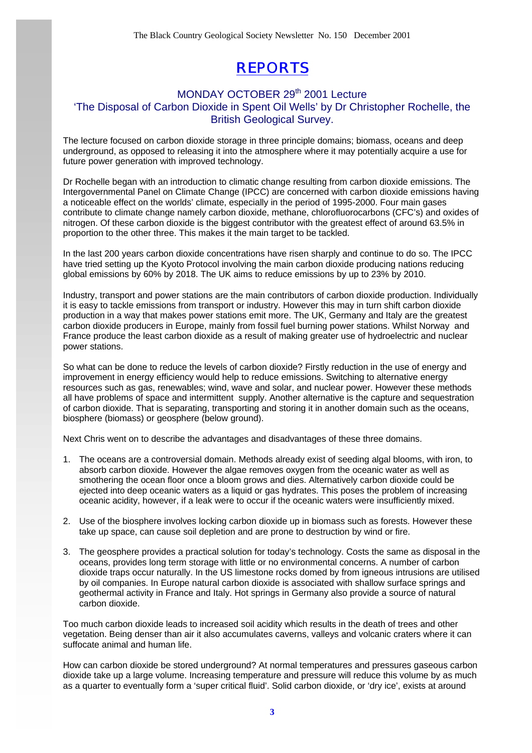# REPORTS

### MONDAY OCTOBER 29th 2001 Lecture
### 'The Disposal of Carbon Dioxide in Spent Oil Wells' by Dr Christopher Rochelle, the British Geological Survey.

The lecture focused on carbon dioxide storage in three principle domains; biomass, oceans and deep underground, as opposed to releasing it into the atmosphere where it may potentially acquire a use for future power generation with improved technology.

Dr Rochelle began with an introduction to climatic change resulting from carbon dioxide emissions. The Intergovernmental Panel on Climate Change (IPCC) are concerned with carbon dioxide emissions having a noticeable effect on the worlds' climate, especially in the period of 1995-2000. Four main gases contribute to climate change namely carbon dioxide, methane, chlorofluorocarbons (CFC's) and oxides of nitrogen. Of these carbon dioxide is the biggest contributor with the greatest effect of around 63.5% in proportion to the other three. This makes it the main target to be tackled.

In the last 200 years carbon dioxide concentrations have risen sharply and continue to do so. The IPCC have tried setting up the Kyoto Protocol involving the main carbon dioxide producing nations reducing global emissions by 60% by 2018. The UK aims to reduce emissions by up to 23% by 2010.

Industry, transport and power stations are the main contributors of carbon dioxide production. Individually it is easy to tackle emissions from transport or industry. However this may in turn shift carbon dioxide production in a way that makes power stations emit more. The UK, Germany and Italy are the greatest carbon dioxide producers in Europe, mainly from fossil fuel burning power stations. Whilst Norway and France produce the least carbon dioxide as a result of making greater use of hydroelectric and nuclear power stations.

So what can be done to reduce the levels of carbon dioxide? Firstly reduction in the use of energy and improvement in energy efficiency would help to reduce emissions. Switching to alternative energy resources such as gas, renewables; wind, wave and solar, and nuclear power. However these methods all have problems of space and intermittent supply. Another alternative is the capture and sequestration of carbon dioxide. That is separating, transporting and storing it in another domain such as the oceans, biosphere (biomass) or geosphere (below ground).

Next Chris went on to describe the advantages and disadvantages of these three domains.

1. The oceans are a controversial domain. Methods already exist of seeding algal blooms, with iron, to absorb carbon dioxide. However the algae removes oxygen from the oceanic water as well as smothering the ocean floor once a bloom grows and dies. Alternatively carbon dioxide could be ejected into deep oceanic waters as a liquid or gas hydrates. This poses the problem of increasing oceanic acidity, however, if a leak were to occur if the oceanic waters were insufficiently mixed.

2. Use of the biosphere involves locking carbon dioxide up in biomass such as forests. However these take up space, can cause soil depletion and are prone to destruction by wind or fire.

3. The geosphere provides a practical solution for today's technology. Costs the same as disposal in the oceans, provides long term storage with little or no environmental concerns. A number of carbon dioxide traps occur naturally. In the US limestone rocks domed by from igneous intrusions are utilised by oil companies. In Europe natural carbon dioxide is associated with shallow surface springs and geothermal activity in France and Italy. Hot springs in Germany also provide a source of natural carbon dioxide.

Too much carbon dioxide leads to increased soil acidity which results in the death of trees and other vegetation. Being denser than air it also accumulates caverns, valleys and volcanic craters where it can suffocate animal and human life.

How can carbon dioxide be stored underground? At normal temperatures and pressures gaseous carbon dioxide take up a large volume. Increasing temperature and pressure will reduce this volume by as much as a quarter to eventually form a 'super critical fluid'. Solid carbon dioxide, or 'dry ice', exists at around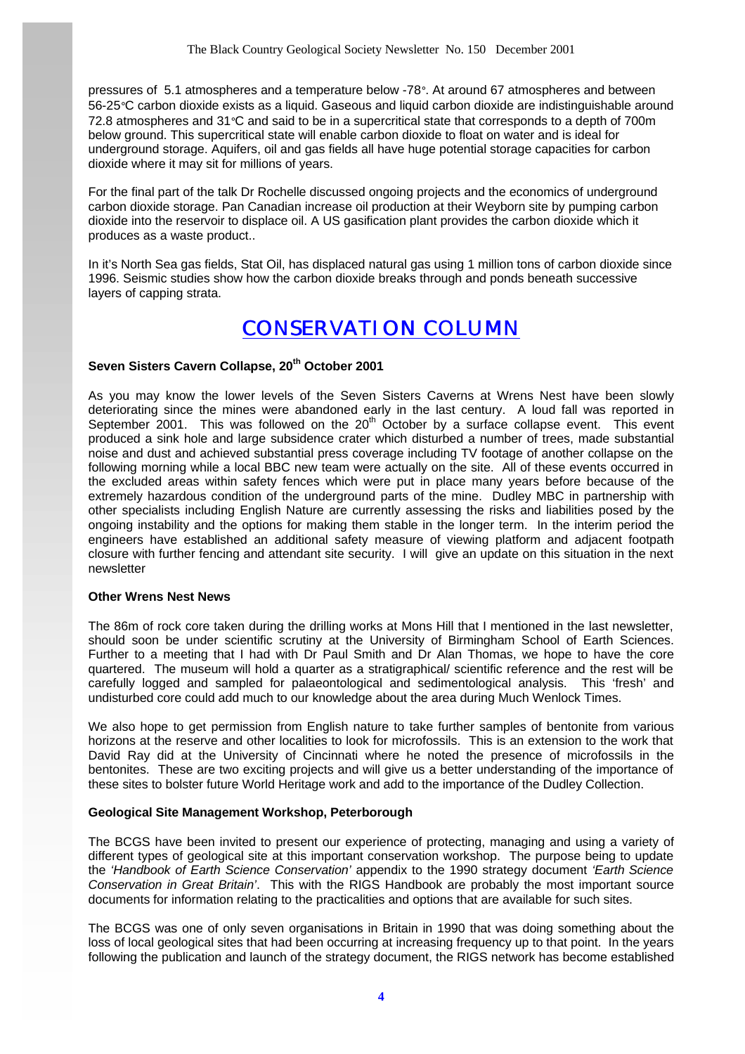pressures of 5.1 atmospheres and a temperature below -78°. At around 67 atmospheres and between 56-25°C carbon dioxide exists as a liquid. Gaseous and liquid carbon dioxide are indistinguishable around 72.8 atmospheres and 31°C and said to be in a supercritical state that corresponds to a depth of 700m below ground. This supercritical state will enable carbon dioxide to float on water and is ideal for underground storage. Aquifers, oil and gas fields all have huge potential storage capacities for carbon dioxide where it may sit for millions of years.

For the final part of the talk Dr Rochelle discussed ongoing projects and the economics of underground carbon dioxide storage. Pan Canadian increase oil production at their Weyborn site by pumping carbon dioxide into the reservoir to displace oil. A US gasification plant provides the carbon dioxide which it produces as a waste product..

In it's North Sea gas fields, Stat Oil, has displaced natural gas using 1 million tons of carbon dioxide since 1996. Seismic studies show how the carbon dioxide breaks through and ponds beneath successive layers of capping strata.

# CONSERVATION COLUMN

### Seven Sisters Cavern Collapse, 20th October 2001

As you may know the lower levels of the Seven Sisters Caverns at Wrens Nest have been slowly deteriorating since the mines were abandoned early in the last century. A loud fall was reported in September 2001. This was followed on the 20th October by a surface collapse event. This event produced a sink hole and large subsidence crater which disturbed a number of trees, made substantial noise and dust and achieved substantial press coverage including TV footage of another collapse on the following morning while a local BBC new team were actually on the site. All of these events occurred in the excluded areas within safety fences which were put in place many years before because of the extremely hazardous condition of the underground parts of the mine. Dudley MBC in partnership with other specialists including English Nature are currently assessing the risks and liabilities posed by the ongoing instability and the options for making them stable in the longer term. In the interim period the engineers have established an additional safety measure of viewing platform and adjacent footpath closure with further fencing and attendant site security. I will give an update on this situation in the next newsletter

### Other Wrens Nest News

The 86m of rock core taken during the drilling works at Mons Hill that I mentioned in the last newsletter, should soon be under scientific scrutiny at the University of Birmingham School of Earth Sciences. Further to a meeting that I had with Dr Paul Smith and Dr Alan Thomas, we hope to have the core quartered. The museum will hold a quarter as a stratigraphical/ scientific reference and the rest will be carefully logged and sampled for palaeontological and sedimentological analysis. This 'fresh' and undisturbed core could add much to our knowledge about the area during Much Wenlock Times.

We also hope to get permission from English nature to take further samples of bentonite from various horizons at the reserve and other localities to look for microfossils. This is an extension to the work that David Ray did at the University of Cincinnati where he noted the presence of microfossils in the bentonites. These are two exciting projects and will give us a better understanding of the importance of these sites to bolster future World Heritage work and add to the importance of the Dudley Collection.

### Geological Site Management Workshop, Peterborough

The BCGS have been invited to present our experience of protecting, managing and using a variety of different types of geological site at this important conservation workshop. The purpose being to update the *'Handbook of Earth Science Conservation'* appendix to the 1990 strategy document *'Earth Science Conservation in Great Britain'*. This with the RIGS Handbook are probably the most important source documents for information relating to the practicalities and options that are available for such sites.

The BCGS was one of only seven organisations in Britain in 1990 that was doing something about the loss of local geological sites that had been occurring at increasing frequency up to that point. In the years following the publication and launch of the strategy document, the RIGS network has become established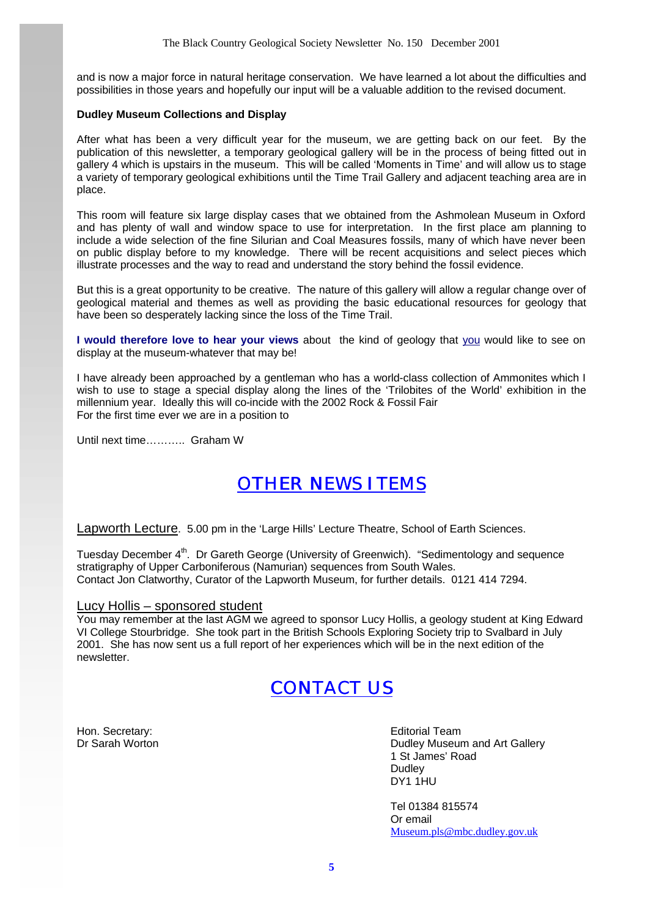and is now a major force in natural heritage conservation. We have learned a lot about the difficulties and possibilities in those years and hopefully our input will be a valuable addition to the revised document.

**Dudley Museum Collections and Display**

After what has been a very difficult year for the museum, we are getting back on our feet. By the publication of this newsletter, a temporary geological gallery will be in the process of being fitted out in gallery 4 which is upstairs in the museum. This will be called 'Moments in Time' and will allow us to stage a variety of temporary geological exhibitions until the Time Trail Gallery and adjacent teaching area are in place.

This room will feature six large display cases that we obtained from the Ashmolean Museum in Oxford and has plenty of wall and window space to use for interpretation. In the first place am planning to include a wide selection of the fine Silurian and Coal Measures fossils, many of which have never been on public display before to my knowledge. There will be recent acquisitions and select pieces which illustrate processes and the way to read and understand the story behind the fossil evidence.

But this is a great opportunity to be creative. The nature of this gallery will allow a regular change over of geological material and themes as well as providing the basic educational resources for geology that have been so desperately lacking since the loss of the Time Trail.

**I would therefore love to hear your views** about the kind of geology that you would like to see on display at the museum-whatever that may be!

I have already been approached by a gentleman who has a world-class collection of Ammonites which I wish to use to stage a special display along the lines of the 'Trilobites of the World' exhibition in the millennium year. Ideally this will co-incide with the 2002 Rock & Fossil Fair
For the first time ever we are in a position to

Until next time……….. Graham W

## OTHER NEWS ITEMS

Lapworth Lecture. 5.00 pm in the 'Large Hills' Lecture Theatre, School of Earth Sciences.

Tuesday December 4th. Dr Gareth George (University of Greenwich). "Sedimentology and sequence stratigraphy of Upper Carboniferous (Namurian) sequences from South Wales.
Contact Jon Clatworthy, Curator of the Lapworth Museum, for further details. 0121 414 7294.

### Lucy Hollis – sponsored student

You may remember at the last AGM we agreed to sponsor Lucy Hollis, a geology student at King Edward VI College Stourbridge. She took part in the British Schools Exploring Society trip to Svalbard in July 2001. She has now sent us a full report of her experiences which will be in the next edition of the newsletter.

## CONTACT US

Hon. Secretary:
Dr Sarah Worton

Editorial Team
Dudley Museum and Art Gallery
1 St James' Road
Dudley
DY1 1HU

Tel 01384 815574
Or email
Museum.pls@mbc.dudley.gov.uk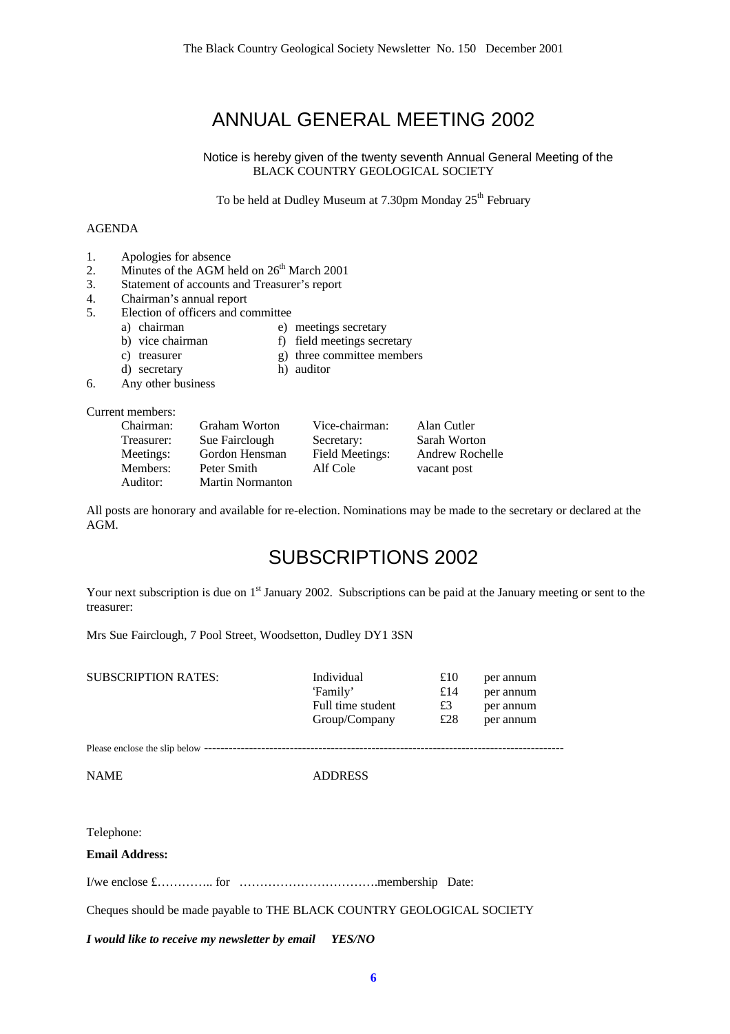# ANNUAL GENERAL MEETING 2002

Notice is hereby given of the twenty seventh Annual General Meeting of the BLACK COUNTRY GEOLOGICAL SOCIETY

To be held at Dudley Museum at 7.30pm Monday 25th February

AGENDA

1. Apologies for absence
2. Minutes of the AGM held on 26th March 2001
3. Statement of accounts and Treasurer's report
4. Chairman's annual report
5. Election of officers and committee
   a) chairman
   b) vice chairman
   c) treasurer
   d) secretary
   e) meetings secretary
   f) field meetings secretary
   g) three committee members
   h) auditor
6. Any other business

Current members:

| | | | |
|---|---|---|---|
| Chairman: | Graham Worton | Vice-chairman: | Alan Cutler |
| Treasurer: | Sue Fairclough | Secretary: | Sarah Worton |
| Meetings: | Gordon Hensman | Field Meetings: | Andrew Rochelle |
| Members: | Peter Smith | Alf Cole | vacant post |
| Auditor: | Martin Normanton | | |

All posts are honorary and available for re-election. Nominations may be made to the secretary or declared at the AGM.

# SUBSCRIPTIONS 2002

Your next subscription is due on 1st January 2002. Subscriptions can be paid at the January meeting or sent to the treasurer:

Mrs Sue Fairclough, 7 Pool Street, Woodsetton, Dudley DY1 3SN

SUBSCRIPTION RATES:

| | | |
|---|---|---|
| Individual | £10 | per annum |
| 'Family' | £14 | per annum |
| Full time student | £3 | per annum |
| Group/Company | £28 | per annum |

Please enclose the slip below ------------------------------------------------------------------------------------

NAME ADDRESS

Telephone:

**Email Address:**

I/we enclose £………….. for …………………………….membership Date:

Cheques should be made payable to THE BLACK COUNTRY GEOLOGICAL SOCIETY

***I would like to receive my newsletter by email YES/NO***